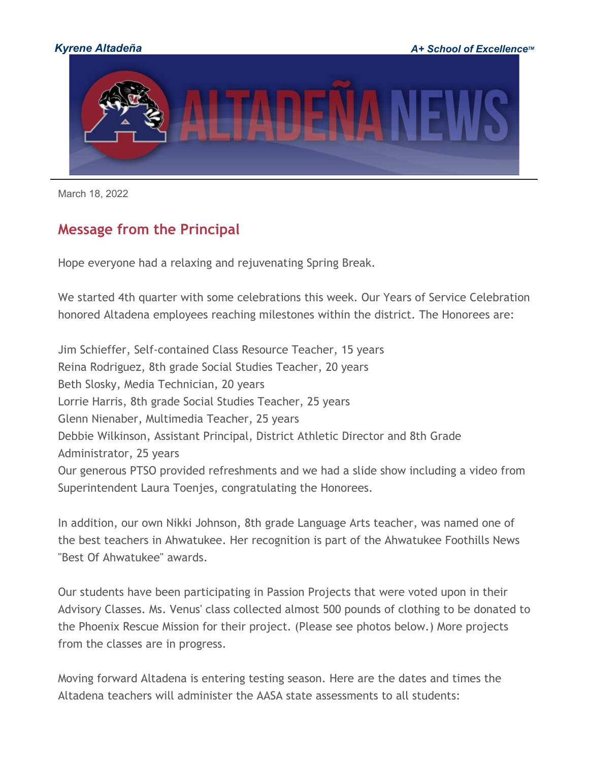Kyrene Altadeña

A+ School of Excellence™

March 18, 2022

## Message from the Principal

Hope everyone had a relaxing and rejuvenating Spring Break.

We started 4th quarter with some celebrations this week. Our Years of Service Celebration honored Altadena employees reaching milestones within the district. The Honorees are:

Jim Schieffer, Self-contained Class Resource Teacher, 15 years
Reina Rodriguez, 8th grade Social Studies Teacher, 20 years
Beth Slosky, Media Technician, 20 years
Lorrie Harris, 8th grade Social Studies Teacher, 25 years
Glenn Nienaber, Multimedia Teacher, 25 years
Debbie Wilkinson, Assistant Principal, District Athletic Director and 8th Grade Administrator, 25 years
Our generous PTSO provided refreshments and we had a slide show including a video from Superintendent Laura Toenjes, congratulating the Honorees.

In addition, our own Nikki Johnson, 8th grade Language Arts teacher, was named one of the best teachers in Ahwatukee. Her recognition is part of the Ahwatukee Foothills News "Best Of Ahwatukee" awards.

Our students have been participating in Passion Projects that were voted upon in their Advisory Classes. Ms. Venus' class collected almost 500 pounds of clothing to be donated to the Phoenix Rescue Mission for their project. (Please see photos below.) More projects from the classes are in progress.

Moving forward Altadena is entering testing season. Here are the dates and times the Altadena teachers will administer the AASA state assessments to all students: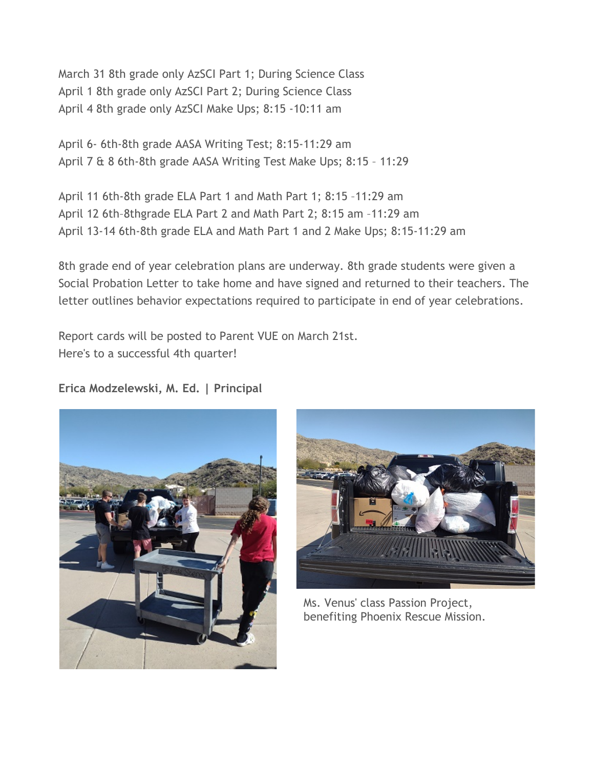March 31 8th grade only AzSCI Part 1; During Science Class
April 1 8th grade only AzSCI Part 2; During Science Class
April 4 8th grade only AzSCI Make Ups; 8:15 -10:11 am

April 6- 6th-8th grade AASA Writing Test; 8:15-11:29 am
April 7 & 8 6th-8th grade AASA Writing Test Make Ups; 8:15 – 11:29

April 11 6th-8th grade ELA Part 1 and Math Part 1; 8:15 –11:29 am
April 12 6th-8thgrade ELA Part 2 and Math Part 2; 8:15 am –11:29 am
April 13-14 6th-8th grade ELA and Math Part 1 and 2 Make Ups; 8:15-11:29 am

8th grade end of year celebration plans are underway. 8th grade students were given a Social Probation Letter to take home and have signed and returned to their teachers. The letter outlines behavior expectations required to participate in end of year celebrations.

Report cards will be posted to Parent VUE on March 21st.
Here's to a successful 4th quarter!

**Erica Modzelewski, M. Ed. | Principal**

Ms. Venus' class Passion Project, benefiting Phoenix Rescue Mission.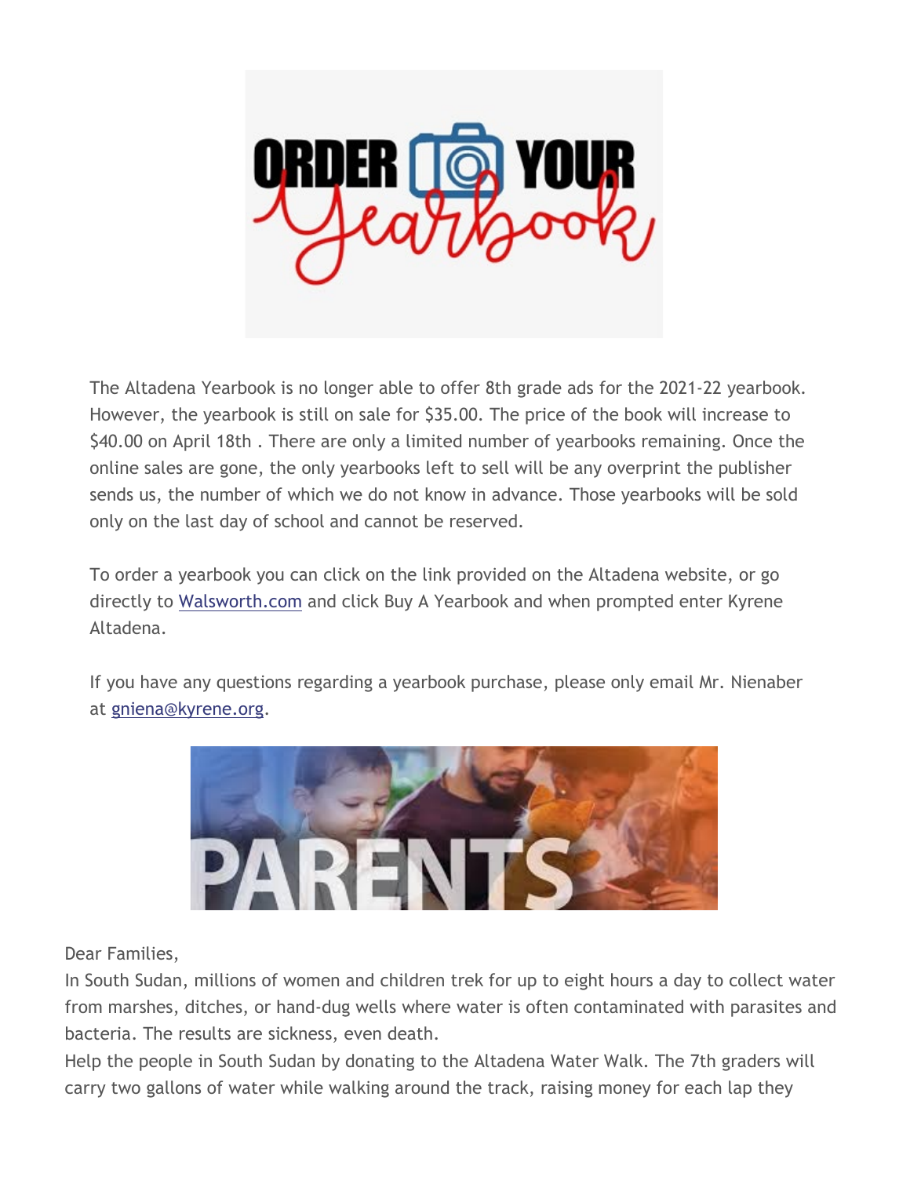The Altadena Yearbook is no longer able to offer 8th grade ads for the 2021-22 yearbook. However, the yearbook is still on sale for $35.00. The price of the book will increase to $40.00 on April 18th . There are only a limited number of yearbooks remaining. Once the online sales are gone, the only yearbooks left to sell will be any overprint the publisher sends us, the number of which we do not know in advance. Those yearbooks will be sold only on the last day of school and cannot be reserved.

To order a yearbook you can click on the link provided on the Altadena website, or go directly to [Walsworth.com](http://Walsworth.com) and click Buy A Yearbook and when prompted enter Kyrene Altadena.

If you have any questions regarding a yearbook purchase, please only email Mr. Nienaber at [gniena@kyrene.org](mailto:gniena@kyrene.org).

Dear Families,

In South Sudan, millions of women and children trek for up to eight hours a day to collect water from marshes, ditches, or hand-dug wells where water is often contaminated with parasites and bacteria. The results are sickness, even death.

Help the people in South Sudan by donating to the Altadena Water Walk. The 7th graders will carry two gallons of water while walking around the track, raising money for each lap they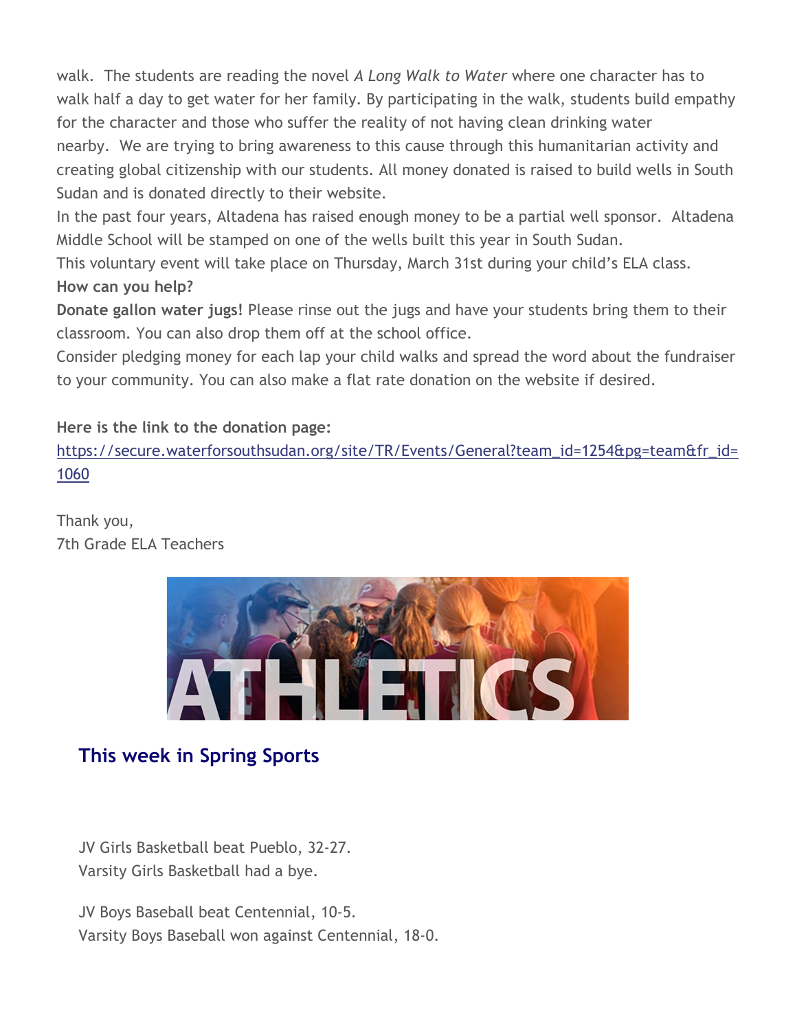walk. The students are reading the novel *A Long Walk to Water* where one character has to walk half a day to get water for her family. By participating in the walk, students build empathy for the character and those who suffer the reality of not having clean drinking water nearby. We are trying to bring awareness to this cause through this humanitarian activity and creating global citizenship with our students. All money donated is raised to build wells in South Sudan and is donated directly to their website.

In the past four years, Altadena has raised enough money to be a partial well sponsor. Altadena Middle School will be stamped on one of the wells built this year in South Sudan.

This voluntary event will take place on Thursday, March 31st during your child's ELA class.

**How can you help?**

**Donate gallon water jugs!** Please rinse out the jugs and have your students bring them to their classroom. You can also drop them off at the school office.

Consider pledging money for each lap your child walks and spread the word about the fundraiser to your community. You can also make a flat rate donation on the website if desired.

**Here is the link to the donation page:**
[https://secure.waterforsouthsudan.org/site/TR/Events/General?team_id=1254&pg=team&fr_id=1060](https://secure.waterforsouthsudan.org/site/TR/Events/General?team_id=1254&pg=team&fr_id=1060)

Thank you,
7th Grade ELA Teachers

ATHLETICS

## This week in Spring Sports

JV Girls Basketball beat Pueblo, 32-27.
Varsity Girls Basketball had a bye.

JV Boys Baseball beat Centennial, 10-5.
Varsity Boys Baseball won against Centennial, 18-0.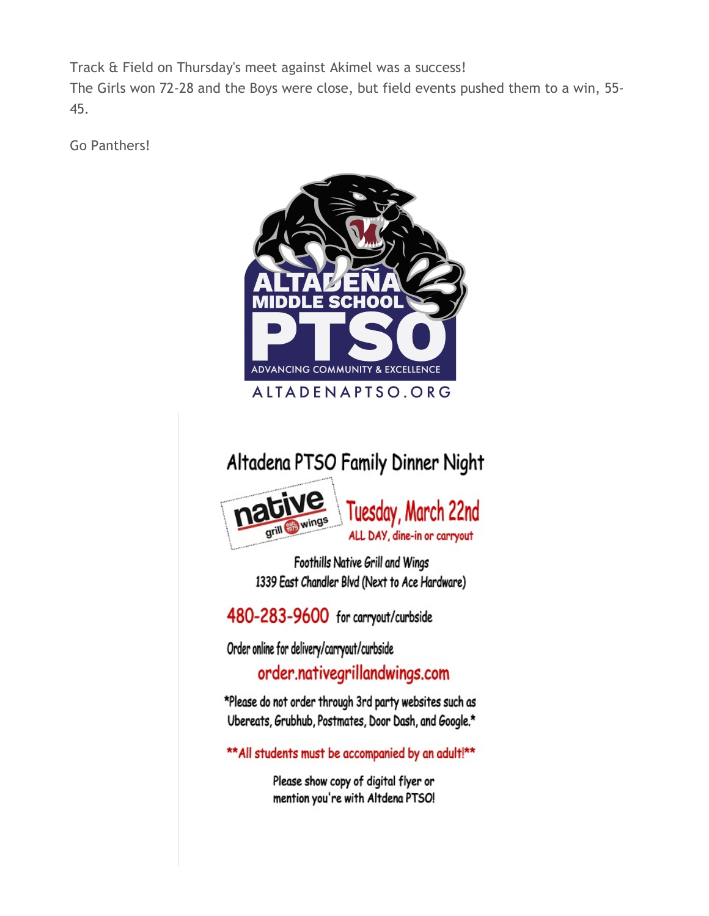Track & Field on Thursday's meet against Akimel was a success!
The Girls won 72-28 and the Boys were close, but field events pushed them to a win, 55-45.

Go Panthers!

ALTADEÑA MIDDLE SCHOOL PTSO
ADVANCING COMMUNITY & EXCELLENCE
ALTADENAPTSO.ORG

## Altadena PTSO Family Dinner Night

native grill est. 1979 wings

**Tuesday, March 22nd**
ALL DAY, dine-in or carryout

Foothills Native Grill and Wings
1339 East Chandler Blvd (Next to Ace Hardware)

**480-283-9600** for carryout/curbside

Order online for delivery/carryout/curbside
**order.nativegrillandwings.com**

*Please do not order through 3rd party websites such as Ubereats, Grubhub, Postmates, Door Dash, and Google.*

**All students must be accompanied by an adult!**

Please show copy of digital flyer or mention you're with Altdena PTSO!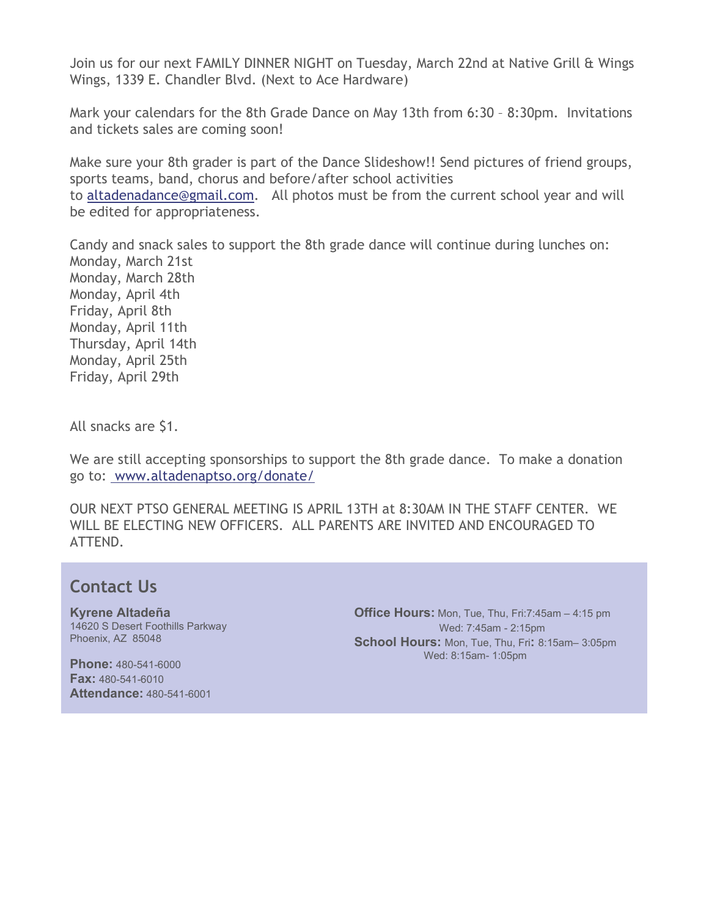Join us for our next FAMILY DINNER NIGHT on Tuesday, March 22nd at Native Grill & Wings Wings, 1339 E. Chandler Blvd. (Next to Ace Hardware)

Mark your calendars for the 8th Grade Dance on May 13th from 6:30 – 8:30pm. Invitations and tickets sales are coming soon!

Make sure your 8th grader is part of the Dance Slideshow!! Send pictures of friend groups, sports teams, band, chorus and before/after school activities to altadenadance@gmail.com. All photos must be from the current school year and will be edited for appropriateness.

Candy and snack sales to support the 8th grade dance will continue during lunches on:
Monday, March 21st
Monday, March 28th
Monday, April 4th
Friday, April 8th
Monday, April 11th
Thursday, April 14th
Monday, April 25th
Friday, April 29th

All snacks are $1.

We are still accepting sponsorships to support the 8th grade dance. To make a donation go to: www.altadenaptso.org/donate/

OUR NEXT PTSO GENERAL MEETING IS APRIL 13TH at 8:30AM IN THE STAFF CENTER. WE WILL BE ELECTING NEW OFFICERS. ALL PARENTS ARE INVITED AND ENCOURAGED TO ATTEND.

## Contact Us

**Kyrene Altadeña**
14620 S Desert Foothills Parkway
Phoenix, AZ 85048

**Phone:** 480-541-6000
**Fax:** 480-541-6010
**Attendance:** 480-541-6001

**Office Hours:** Mon, Tue, Thu, Fri:7:45am – 4:15 pm
Wed: 7:45am - 2:15pm
**School Hours:** Mon, Tue, Thu, Fri**:** 8:15am– 3:05pm
Wed: 8:15am- 1:05pm